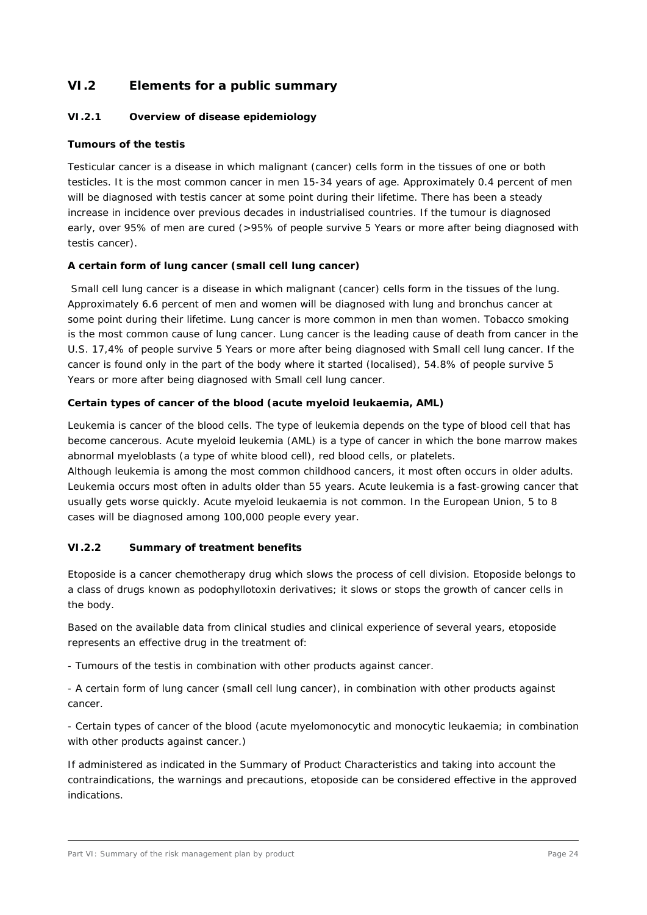## VI.2 Elements for a public summary

### VI.2.1 Overview of disease epidemiology

**Tumours of the testis**

Testicular cancer is a disease in which malignant (cancer) cells form in the tissues of one or both testicles. It is the most common cancer in men 15-34 years of age. Approximately 0.4 percent of men will be diagnosed with testis cancer at some point during their lifetime. There has been a steady increase in incidence over previous decades in industrialised countries. If the tumour is diagnosed early, over 95% of men are cured (>95% of people survive 5 Years or more after being diagnosed with testis cancer).

**A certain form of lung cancer (small cell lung cancer)**

Small cell lung cancer is a disease in which malignant (cancer) cells form in the tissues of the lung. Approximately 6.6 percent of men and women will be diagnosed with lung and bronchus cancer at some point during their lifetime. Lung cancer is more common in men than women. Tobacco smoking is the most common cause of lung cancer. Lung cancer is the leading cause of death from cancer in the U.S. 17,4% of people survive 5 Years or more after being diagnosed with Small cell lung cancer. If the cancer is found only in the part of the body where it started (localised), 54.8% of people survive 5 Years or more after being diagnosed with Small cell lung cancer.

**Certain types of cancer of the blood (acute myeloid leukaemia, AML)**

Leukemia is cancer of the blood cells. The type of leukemia depends on the type of blood cell that has become cancerous. Acute myeloid leukemia (AML) is a type of cancer in which the bone marrow makes abnormal myeloblasts (a type of white blood cell), red blood cells, or platelets.
Although leukemia is among the most common childhood cancers, it most often occurs in older adults. Leukemia occurs most often in adults older than 55 years. Acute leukemia is a fast-growing cancer that usually gets worse quickly. Acute myeloid leukaemia is not common. In the European Union, 5 to 8 cases will be diagnosed among 100,000 people every year.

### VI.2.2 Summary of treatment benefits

Etoposide is a cancer chemotherapy drug which slows the process of cell division. Etoposide belongs to a class of drugs known as podophyllotoxin derivatives; it slows or stops the growth of cancer cells in the body.

Based on the available data from clinical studies and clinical experience of several years, etoposide represents an effective drug in the treatment of:

- Tumours of the testis in combination with other products against cancer.

- A certain form of lung cancer (small cell lung cancer), in combination with other products against cancer.

- Certain types of cancer of the blood (acute myelomonocytic and monocytic leukaemia; in combination with other products against cancer.)

If administered as indicated in the Summary of Product Characteristics and taking into account the contraindications, the warnings and precautions, etoposide can be considered effective in the approved indications.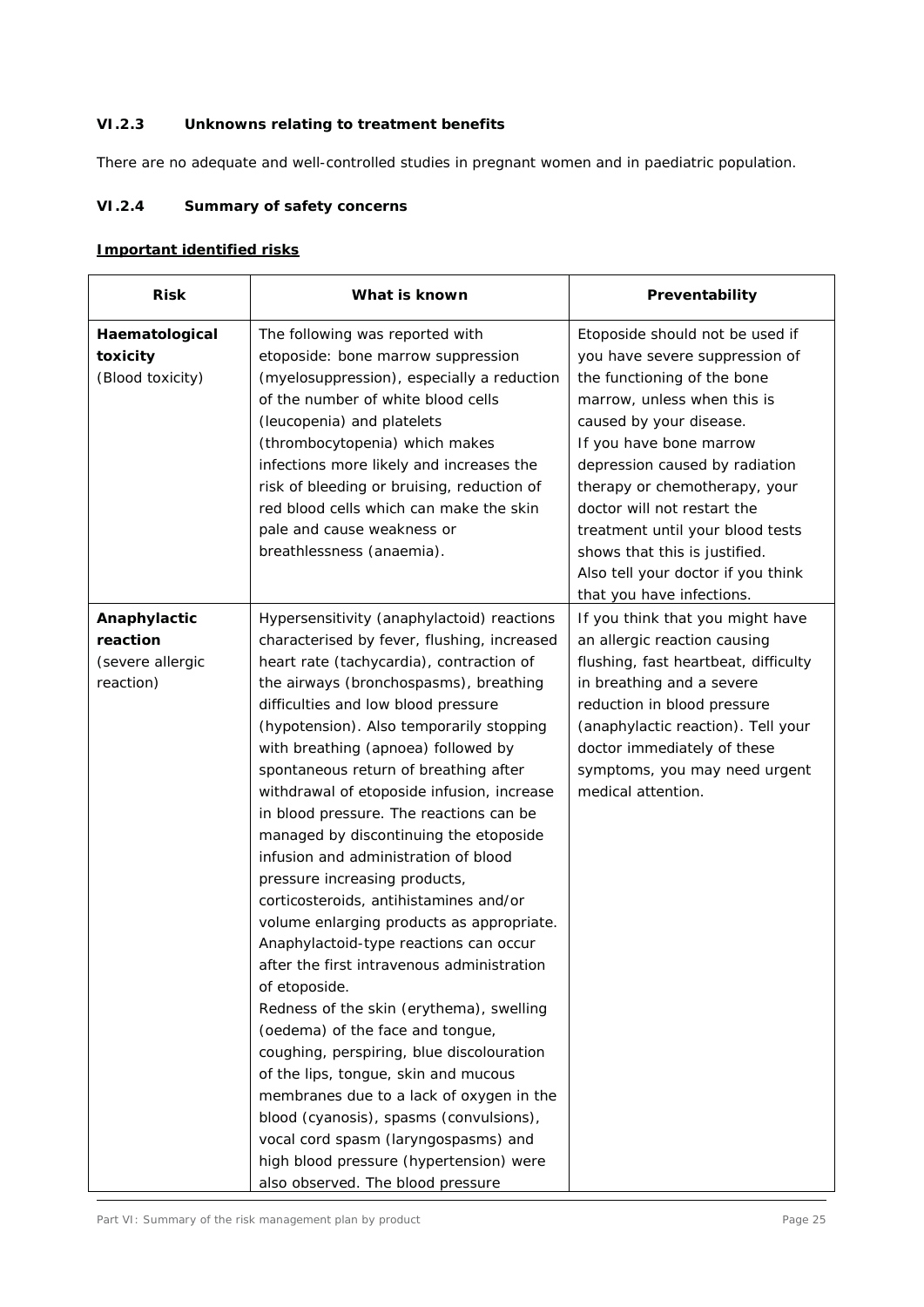### VI.2.3 Unknowns relating to treatment benefits

There are no adequate and well-controlled studies in pregnant women and in paediatric population.

### VI.2.4 Summary of safety concerns

**Important identified risks**

| Risk | What is known | Preventability |
|---|---|---|
| **Haematological toxicity** (Blood toxicity) | The following was reported with etoposide: bone marrow suppression (myelosuppression), especially a reduction of the number of white blood cells (leucopenia) and platelets (thrombocytopenia) which makes infections more likely and increases the risk of bleeding or bruising, reduction of red blood cells which can make the skin pale and cause weakness or breathlessness (anaemia). | Etoposide should not be used if you have severe suppression of the functioning of the bone marrow, unless when this is caused by your disease. If you have bone marrow depression caused by radiation therapy or chemotherapy, your doctor will not restart the treatment until your blood tests shows that this is justified. Also tell your doctor if you think that you have infections. |
| **Anaphylactic reaction** (severe allergic reaction) | Hypersensitivity (anaphylactoid) reactions characterised by fever, flushing, increased heart rate (tachycardia), contraction of the airways (bronchospasms), breathing difficulties and low blood pressure (hypotension). Also temporarily stopping with breathing (apnoea) followed by spontaneous return of breathing after withdrawal of etoposide infusion, increase in blood pressure. The reactions can be managed by discontinuing the etoposide infusion and administration of blood pressure increasing products, corticosteroids, antihistamines and/or volume enlarging products as appropriate. Anaphylactoid-type reactions can occur after the first intravenous administration of etoposide. Redness of the skin (erythema), swelling (oedema) of the face and tongue, coughing, perspiring, blue discolouration of the lips, tongue, skin and mucous membranes due to a lack of oxygen in the blood (cyanosis), spasms (convulsions), vocal cord spasm (laryngospasms) and high blood pressure (hypertension) were also observed. The blood pressure | If you think that you might have an allergic reaction causing flushing, fast heartbeat, difficulty in breathing and a severe reduction in blood pressure (anaphylactic reaction). Tell your doctor immediately of these symptoms, you may need urgent medical attention. |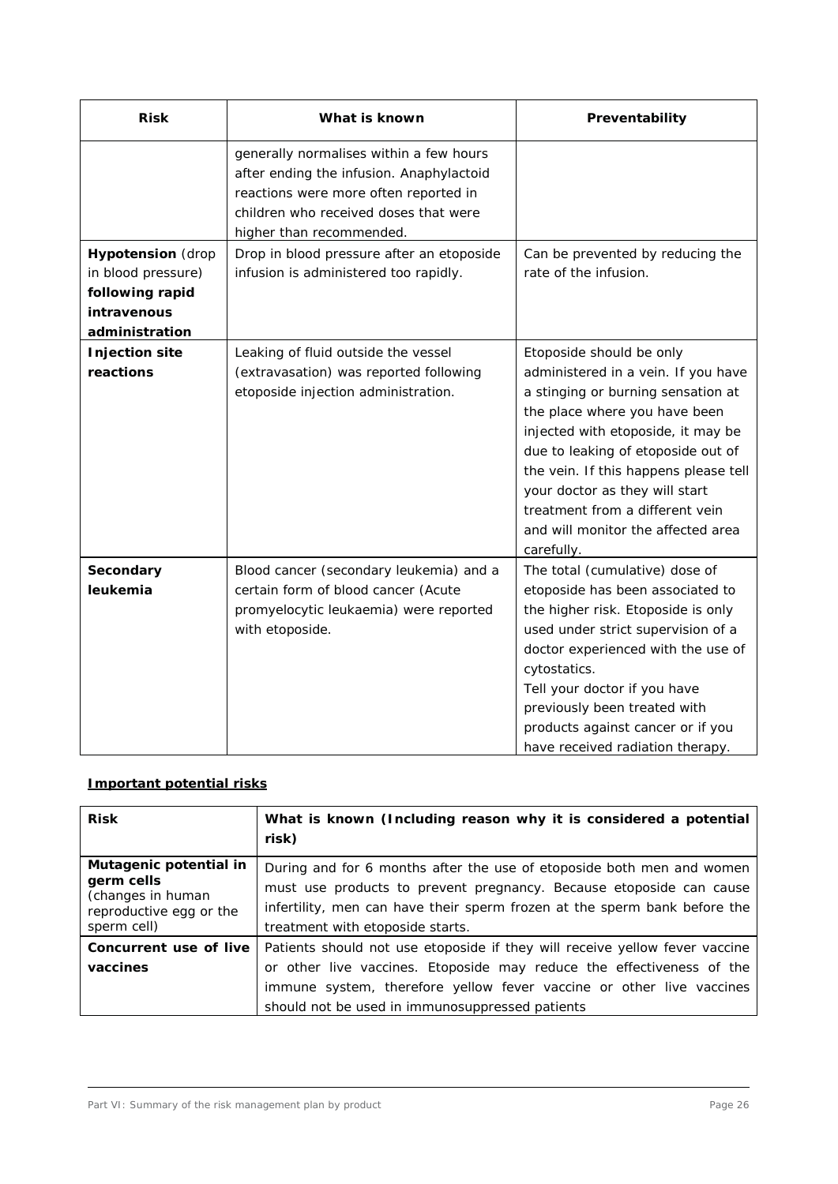| Risk | What is known | Preventability |
|---|---|---|
| | generally normalises within a few hours after ending the infusion. Anaphylactoid reactions were more often reported in children who received doses that were higher than recommended. | |
| **Hypotension** (drop in blood pressure) **following rapid intravenous administration** | Drop in blood pressure after an etoposide infusion is administered too rapidly. | Can be prevented by reducing the rate of the infusion. |
| **Injection site reactions** | Leaking of fluid outside the vessel (extravasation) was reported following etoposide injection administration. | Etoposide should be only administered in a vein. If you have a stinging or burning sensation at the place where you have been injected with etoposide, it may be due to leaking of etoposide out of the vein. If this happens please tell your doctor as they will start treatment from a different vein and will monitor the affected area carefully. |
| **Secondary leukemia** | Blood cancer (secondary leukemia) and a certain form of blood cancer (Acute promyelocytic leukaemia) were reported with etoposide. | The total (cumulative) dose of etoposide has been associated to the higher risk. Etoposide is only used under strict supervision of a doctor experienced with the use of cytostatics.<br>Tell your doctor if you have previously been treated with products against cancer or if you have received radiation therapy. |

**Important potential risks**

| Risk | What is known (Including reason why it is considered a potential risk) |
|---|---|
| **Mutagenic potential in germ cells** (changes in human reproductive egg or the sperm cell) | During and for 6 months after the use of etoposide both men and women must use products to prevent pregnancy. Because etoposide can cause infertility, men can have their sperm frozen at the sperm bank before the treatment with etoposide starts. |
| **Concurrent use of live vaccines** | Patients should not use etoposide if they will receive yellow fever vaccine or other live vaccines. Etoposide may reduce the effectiveness of the immune system, therefore yellow fever vaccine or other live vaccines should not be used in immunosuppressed patients |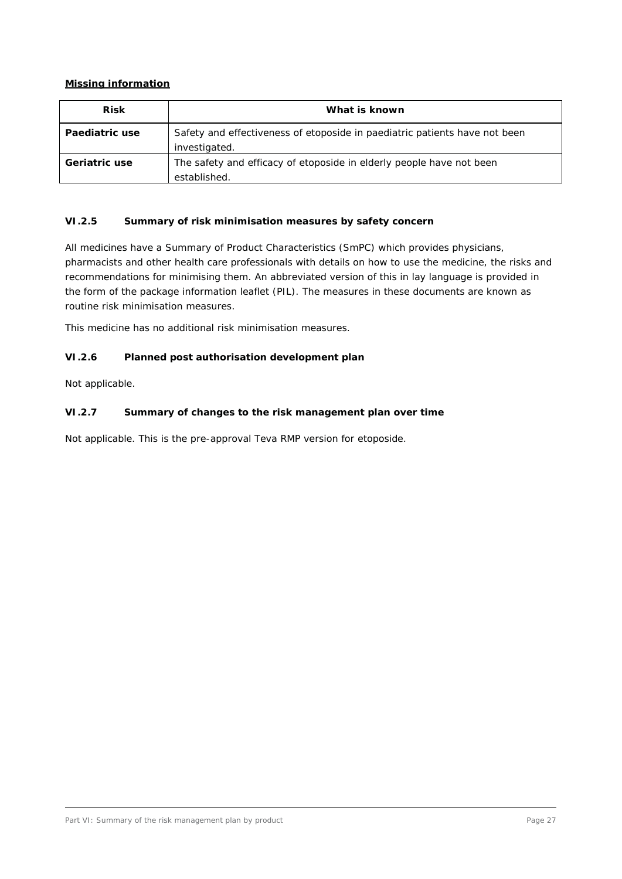**Missing information**

| Risk | What is known |
|---|---|
| **Paediatric use** | Safety and effectiveness of etoposide in paediatric patients have not been investigated. |
| **Geriatric use** | The safety and efficacy of etoposide in elderly people have not been established. |

### VI.2.5 Summary of risk minimisation measures by safety concern

All medicines have a Summary of Product Characteristics (SmPC) which provides physicians, pharmacists and other health care professionals with details on how to use the medicine, the risks and recommendations for minimising them. An abbreviated version of this in lay language is provided in the form of the package information leaflet (PIL). The measures in these documents are known as routine risk minimisation measures.

This medicine has no additional risk minimisation measures.

### VI.2.6 Planned post authorisation development plan

Not applicable.

### VI.2.7 Summary of changes to the risk management plan over time

Not applicable. This is the pre-approval Teva RMP version for etoposide.